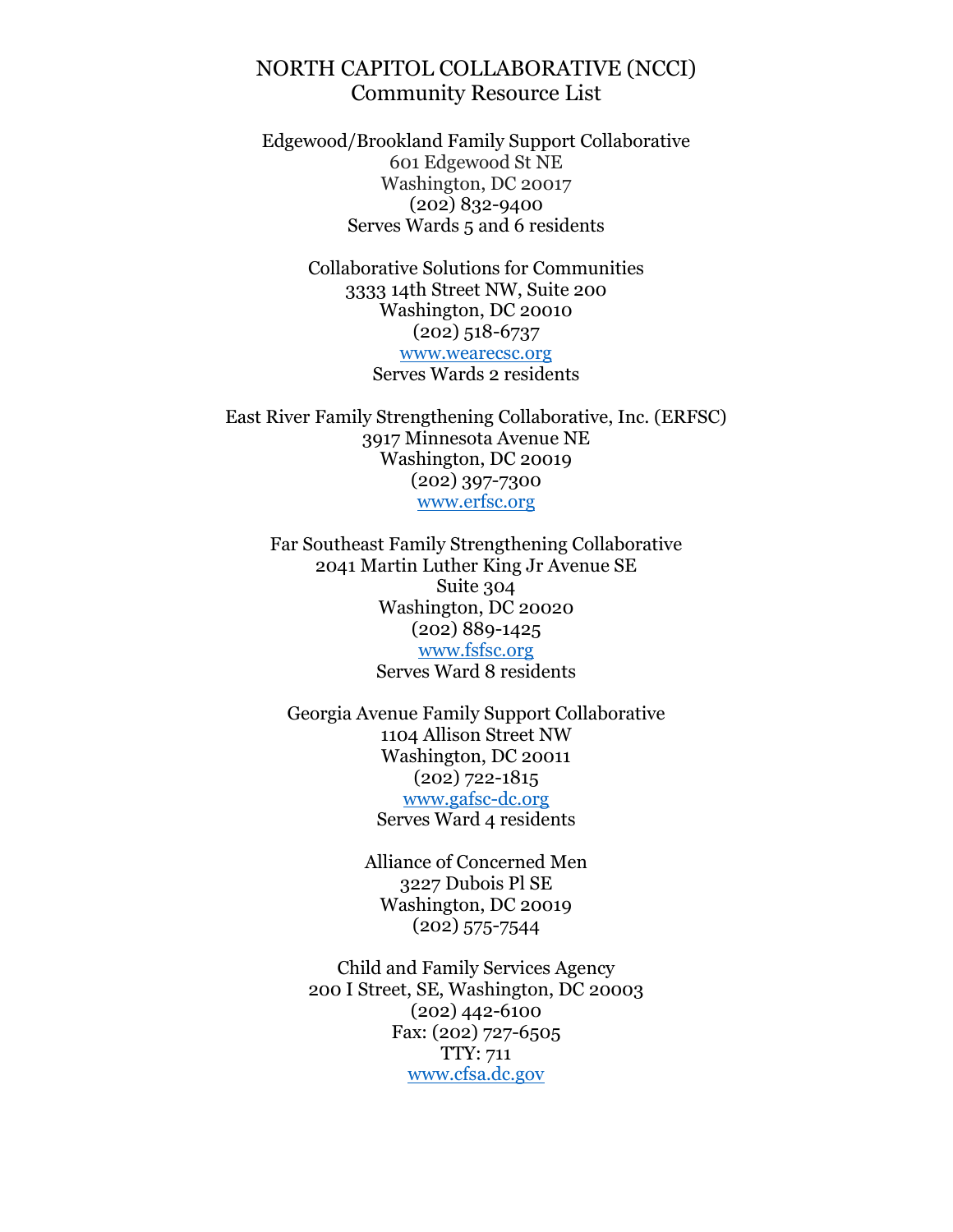# NORTH CAPITOL COLLABORATIVE (NCCI)
## Community Resource List

Edgewood/Brookland Family Support Collaborative
601 Edgewood St NE
Washington, DC 20017
(202) 832-9400
Serves Wards 5 and 6 residents

Collaborative Solutions for Communities
3333 14th Street NW, Suite 200
Washington, DC 20010
(202) 518-6737
www.wearecsc.org
Serves Wards 2 residents

East River Family Strengthening Collaborative, Inc. (ERFSC)
3917 Minnesota Avenue NE
Washington, DC 20019
(202) 397-7300
www.erfsc.org

Far Southeast Family Strengthening Collaborative
2041 Martin Luther King Jr Avenue SE
Suite 304
Washington, DC 20020
(202) 889-1425
www.fsfsc.org
Serves Ward 8 residents

Georgia Avenue Family Support Collaborative
1104 Allison Street NW
Washington, DC 20011
(202) 722-1815
www.gafsc-dc.org
Serves Ward 4 residents

Alliance of Concerned Men
3227 Dubois Pl SE
Washington, DC 20019
(202) 575-7544

Child and Family Services Agency
200 I Street, SE, Washington, DC 20003
(202) 442-6100
Fax: (202) 727-6505
TTY: 711
www.cfsa.dc.gov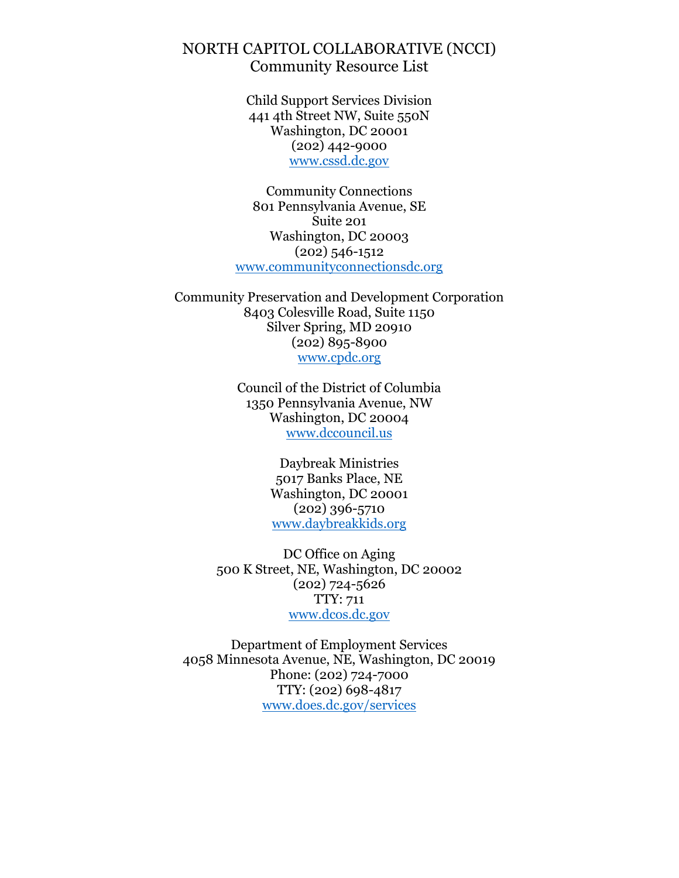# NORTH CAPITOL COLLABORATIVE (NCCI)
## Community Resource List

Child Support Services Division
441 4th Street NW, Suite 550N
Washington, DC 20001
(202) 442-9000
www.cssd.dc.gov

Community Connections
801 Pennsylvania Avenue, SE
Suite 201
Washington, DC 20003
(202) 546-1512
www.communityconnectionsdc.org

Community Preservation and Development Corporation
8403 Colesville Road, Suite 1150
Silver Spring, MD 20910
(202) 895-8900
www.cpdc.org

Council of the District of Columbia
1350 Pennsylvania Avenue, NW
Washington, DC 20004
www.dccouncil.us

Daybreak Ministries
5017 Banks Place, NE
Washington, DC 20001
(202) 396-5710
www.daybreakkids.org

DC Office on Aging
500 K Street, NE, Washington, DC 20002
(202) 724-5626
TTY: 711
www.dcos.dc.gov

Department of Employment Services
4058 Minnesota Avenue, NE, Washington, DC 20019
Phone: (202) 724-7000
TTY: (202) 698-4817
www.does.dc.gov/services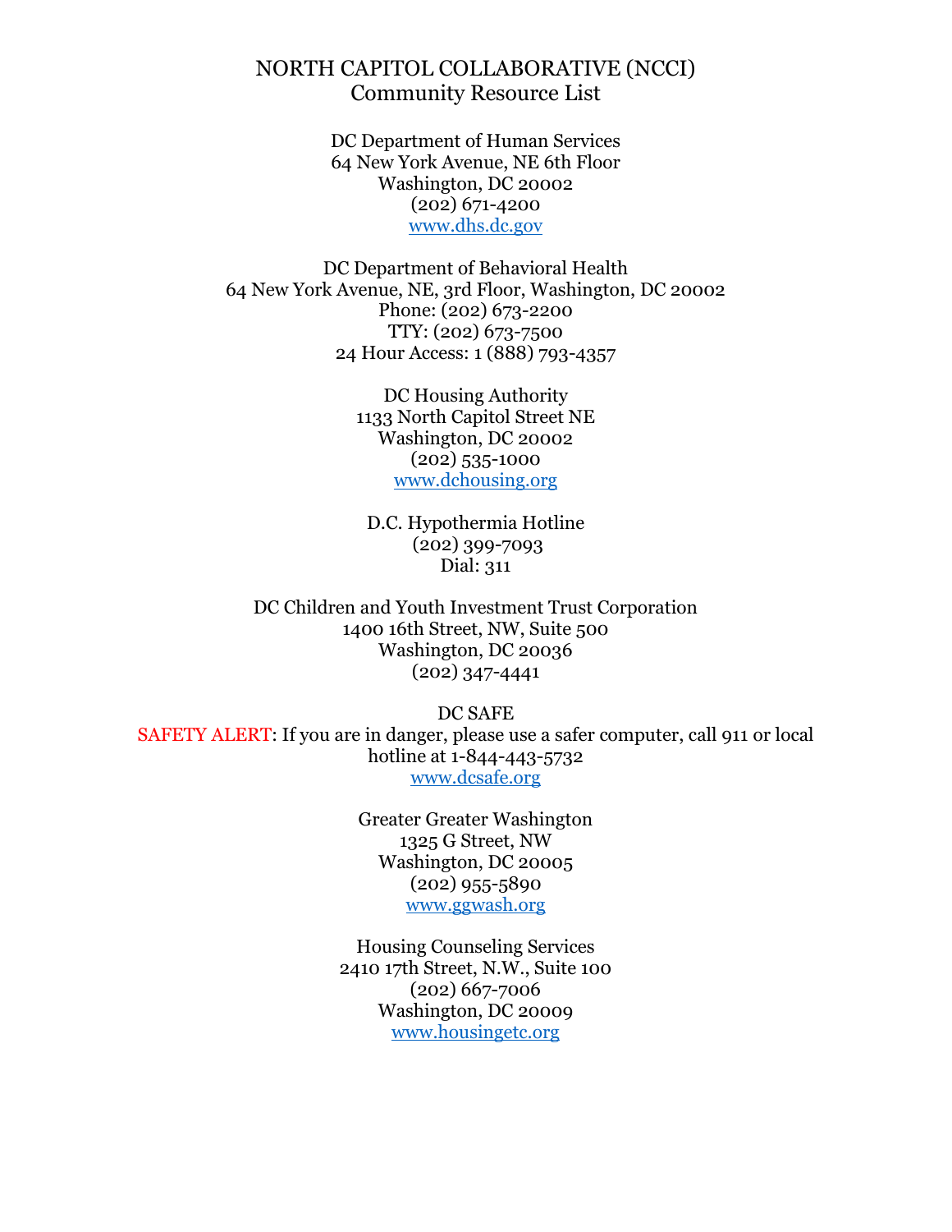# NORTH CAPITOL COLLABORATIVE (NCCI)
## Community Resource List

DC Department of Human Services
64 New York Avenue, NE 6th Floor
Washington, DC 20002
(202) 671-4200
www.dhs.dc.gov

DC Department of Behavioral Health
64 New York Avenue, NE, 3rd Floor, Washington, DC 20002
Phone: (202) 673-2200
TTY: (202) 673-7500
24 Hour Access: 1 (888) 793-4357

DC Housing Authority
1133 North Capitol Street NE
Washington, DC 20002
(202) 535-1000
www.dchousing.org

D.C. Hypothermia Hotline
(202) 399-7093
Dial: 311

DC Children and Youth Investment Trust Corporation
1400 16th Street, NW, Suite 500
Washington, DC 20036
(202) 347-4441

DC SAFE
SAFETY ALERT: If you are in danger, please use a safer computer, call 911 or local hotline at 1-844-443-5732
www.dcsafe.org

Greater Greater Washington
1325 G Street, NW
Washington, DC 20005
(202) 955-5890
www.ggwash.org

Housing Counseling Services
2410 17th Street, N.W., Suite 100
(202) 667-7006
Washington, DC 20009
www.housingetc.org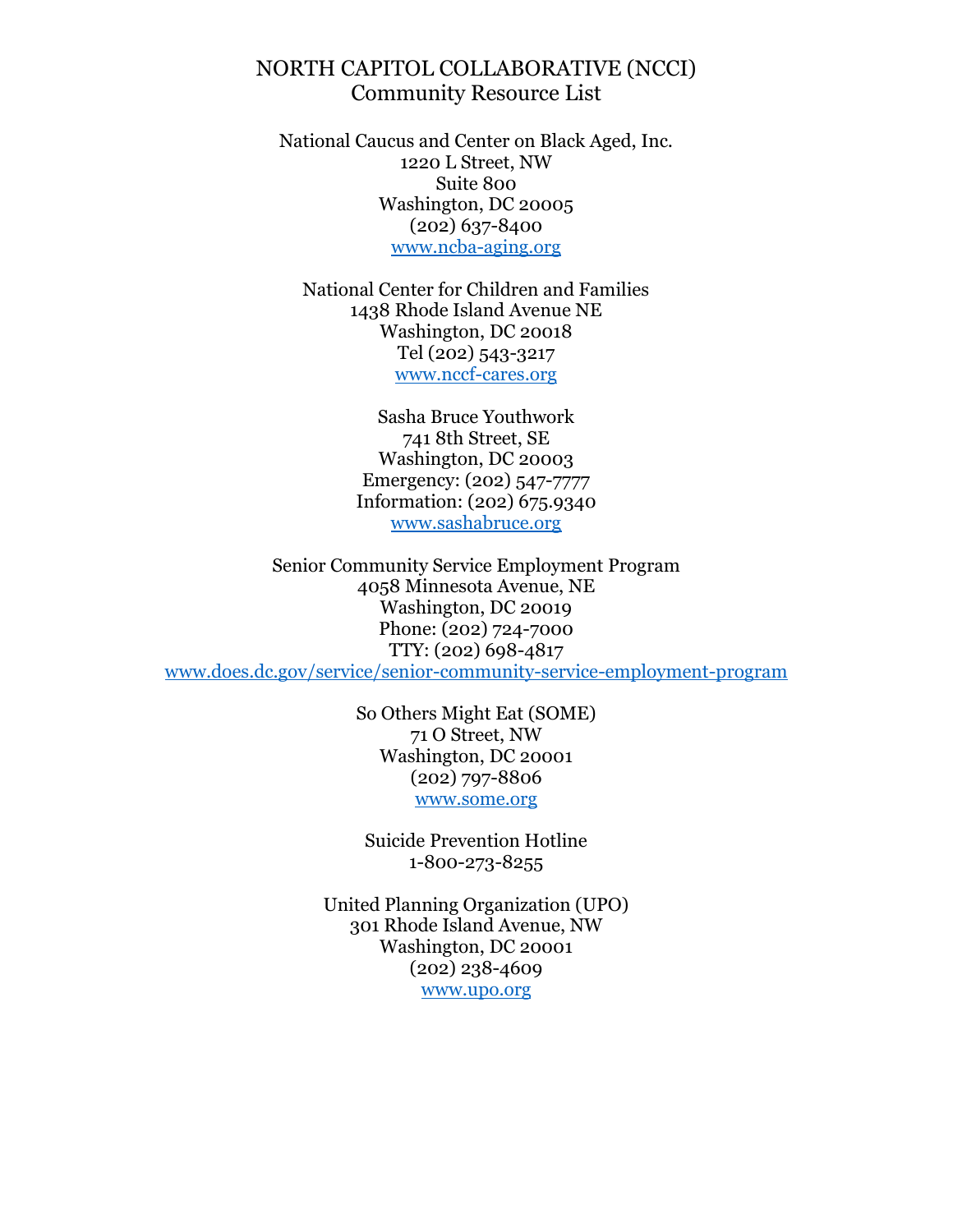# NORTH CAPITOL COLLABORATIVE (NCCI)
## Community Resource List

National Caucus and Center on Black Aged, Inc.
1220 L Street, NW
Suite 800
Washington, DC 20005
(202) 637-8400
www.ncba-aging.org

National Center for Children and Families
1438 Rhode Island Avenue NE
Washington, DC 20018
Tel (202) 543-3217
www.nccf-cares.org

Sasha Bruce Youthwork
741 8th Street, SE
Washington, DC 20003
Emergency: (202) 547-7777
Information: (202) 675.9340
www.sashabruce.org

Senior Community Service Employment Program
4058 Minnesota Avenue, NE
Washington, DC 20019
Phone: (202) 724-7000
TTY: (202) 698-4817
www.does.dc.gov/service/senior-community-service-employment-program

So Others Might Eat (SOME)
71 O Street, NW
Washington, DC 20001
(202) 797-8806
www.some.org

Suicide Prevention Hotline
1-800-273-8255

United Planning Organization (UPO)
301 Rhode Island Avenue, NW
Washington, DC 20001
(202) 238-4609
www.upo.org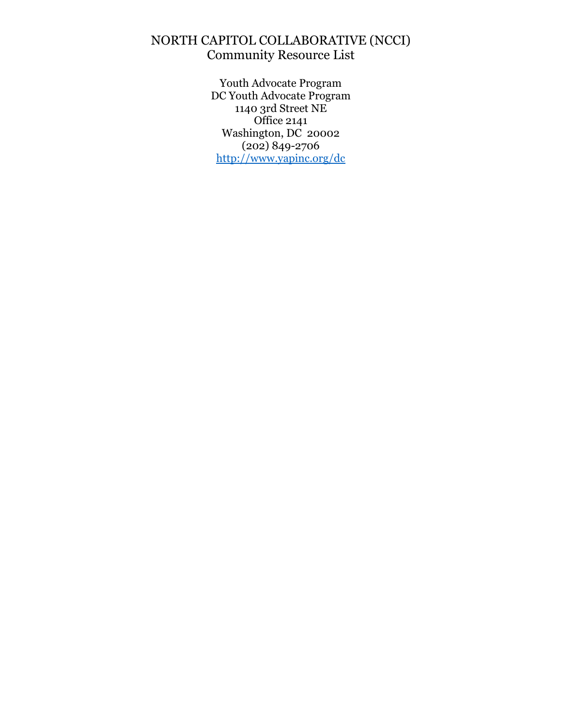# NORTH CAPITOL COLLABORATIVE (NCCI)
## Community Resource List

Youth Advocate Program
DC Youth Advocate Program
1140 3rd Street NE
Office 2141
Washington, DC 20002
(202) 849-2706
http://www.yapinc.org/dc